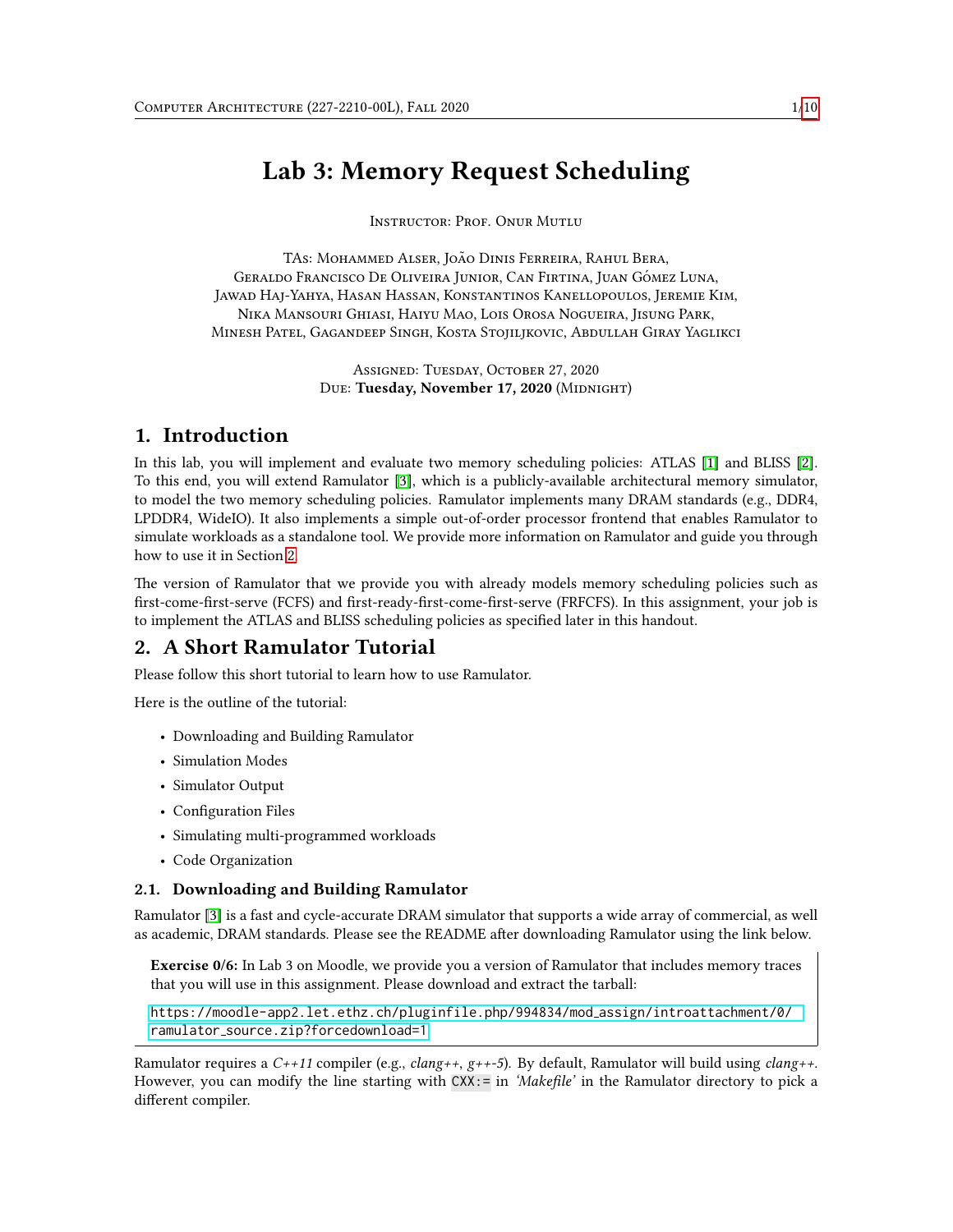# Lab 3: Memory Request Scheduling

Instructor: Prof. Onur Mutlu

TAs: Mohammed Alser, João Dinis Ferreira, Rahul Bera,
Geraldo Francisco De Oliveira Junior, Can Firtina, Juan Gómez Luna,
Jawad Haj-Yahya, Hasan Hassan, Konstantinos Kanellopoulos, Jeremie Kim,
Nika Mansouri Ghiasi, Haiyu Mao, Lois Orosa Nogueira, Jisung Park,
Minesh Patel, Gagandeep Singh, Kosta Stojiljkovic, Abdullah Giray Yaglikci

Assigned: Tuesday, October 27, 2020
Due: **Tuesday, November 17, 2020** (Midnight)

## 1. Introduction

In this lab, you will implement and evaluate two memory scheduling policies: ATLAS [1] and BLISS [2]. To this end, you will extend Ramulator [3], which is a publicly-available architectural memory simulator, to model the two memory scheduling policies. Ramulator implements many DRAM standards (e.g., DDR4, LPDDR4, WideIO). It also implements a simple out-of-order processor frontend that enables Ramulator to simulate workloads as a standalone tool. We provide more information on Ramulator and guide you through how to use it in Section 2.

The version of Ramulator that we provide you with already models memory scheduling policies such as first-come-first-serve (FCFS) and first-ready-first-come-first-serve (FRFCFS). In this assignment, your job is to implement the ATLAS and BLISS scheduling policies as specified later in this handout.

## 2. A Short Ramulator Tutorial

Please follow this short tutorial to learn how to use Ramulator.

Here is the outline of the tutorial:

- Downloading and Building Ramulator
- Simulation Modes
- Simulator Output
- Configuration Files
- Simulating multi-programmed workloads
- Code Organization

### 2.1. Downloading and Building Ramulator

Ramulator [3] is a fast and cycle-accurate DRAM simulator that supports a wide array of commercial, as well as academic, DRAM standards. Please see the README after downloading Ramulator using the link below.

**Exercise 0/6:** In Lab 3 on Moodle, we provide you a version of Ramulator that includes memory traces that you will use in this assignment. Please download and extract the tarball:

https://moodle-app2.let.ethz.ch/pluginfile.php/994834/mod_assign/introattachment/0/ramulator_source.zip?forcedownload=1

Ramulator requires a *C++11* compiler (e.g., *clang++*, *g++-5*). By default, Ramulator will build using *clang++*. However, you can modify the line starting with `CXX:=` in *'Makefile'* in the Ramulator directory to pick a different compiler.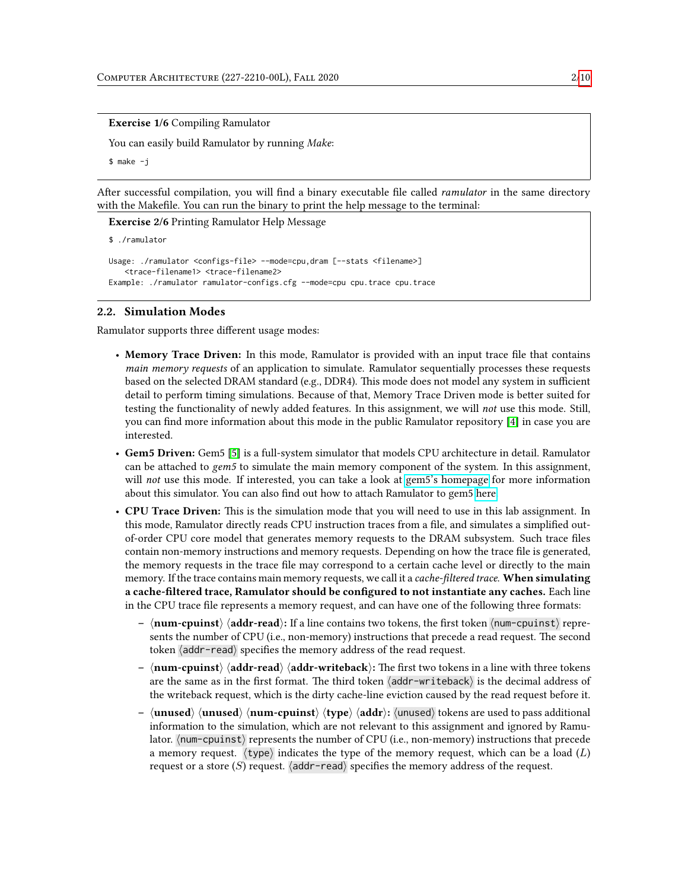**Exercise 1/6** Compiling Ramulator

You can easily build Ramulator by running *Make*:

```
$ make -j
```

After successful compilation, you will find a binary executable file called *ramulator* in the same directory with the Makefile. You can run the binary to print the help message to the terminal:

**Exercise 2/6** Printing Ramulator Help Message

```
$ ./ramulator

Usage: ./ramulator <configs-file> --mode=cpu,dram [--stats <filename>]
    <trace-filename1> <trace-filename2>
Example: ./ramulator ramulator-configs.cfg --mode=cpu cpu.trace cpu.trace
```

### 2.2. Simulation Modes

Ramulator supports three different usage modes:

- **Memory Trace Driven:** In this mode, Ramulator is provided with an input trace file that contains *main memory requests* of an application to simulate. Ramulator sequentially processes these requests based on the selected DRAM standard (e.g., DDR4). This mode does not model any system in sufficient detail to perform timing simulations. Because of that, Memory Trace Driven mode is better suited for testing the functionality of newly added features. In this assignment, we will *not* use this mode. Still, you can find more information about this mode in the public Ramulator repository [4] in case you are interested.
- **Gem5 Driven:** Gem5 [5] is a full-system simulator that models CPU architecture in detail. Ramulator can be attached to *gem5* to simulate the main memory component of the system. In this assignment, will *not* use this mode. If interested, you can take a look at gem5's homepage for more information about this simulator. You can also find out how to attach Ramulator to gem5 here.
- **CPU Trace Driven:** This is the simulation mode that you will need to use in this lab assignment. In this mode, Ramulator directly reads CPU instruction traces from a file, and simulates a simplified out-of-order CPU core model that generates memory requests to the DRAM subsystem. Such trace files contain non-memory instructions and memory requests. Depending on how the trace file is generated, the memory requests in the trace file may correspond to a certain cache level or directly to the main memory. If the trace contains main memory requests, we call it a *cache-filtered trace*. **When simulating a cache-filtered trace, Ramulator should be configured to not instantiate any caches.** Each line in the CPU trace file represents a memory request, and can have one of the following three formats:
  - **⟨num-cpuinst⟩ ⟨addr-read⟩:** If a line contains two tokens, the first token ⟨`num-cpuinst`⟩ represents the number of CPU (i.e., non-memory) instructions that precede a read request. The second token ⟨`addr-read`⟩ specifies the memory address of the read request.
  - **⟨num-cpuinst⟩ ⟨addr-read⟩ ⟨addr-writeback⟩:** The first two tokens in a line with three tokens are the same as in the first format. The third token ⟨`addr-writeback`⟩ is the decimal address of the writeback request, which is the dirty cache-line eviction caused by the read request before it.
  - **⟨unused⟩ ⟨unused⟩ ⟨num-cpuinst⟩ ⟨type⟩ ⟨addr⟩:** ⟨`unused`⟩ tokens are used to pass additional information to the simulation, which are not relevant to this assignment and ignored by Ramulator. ⟨`num-cpuinst`⟩ represents the number of CPU (i.e., non-memory) instructions that precede a memory request. ⟨`type`⟩ indicates the type of the memory request, which can be a load ($L$) request or a store ($S$) request. ⟨`addr-read`⟩ specifies the memory address of the request.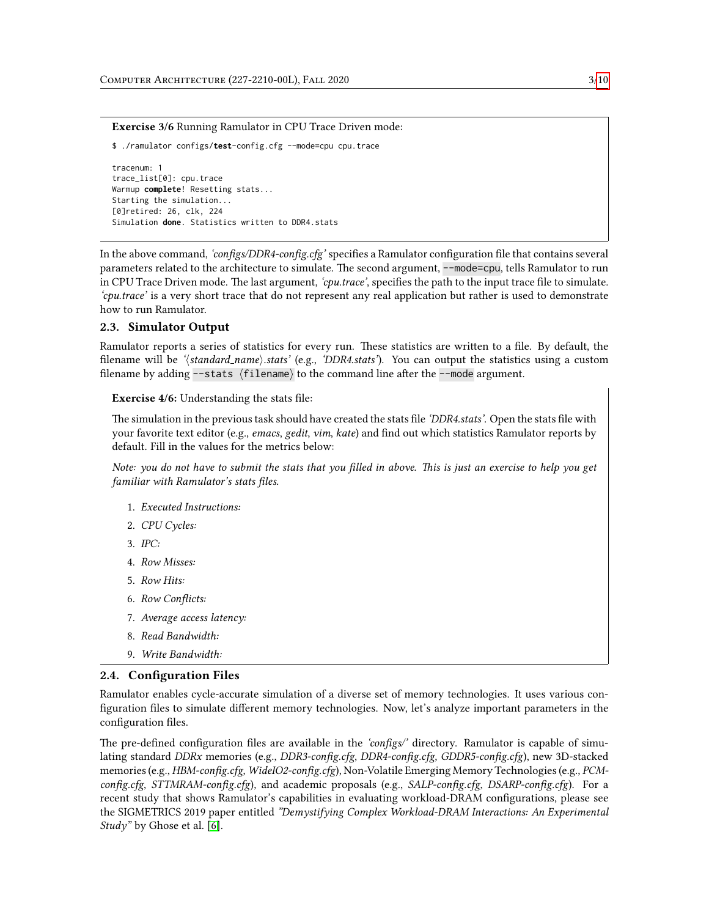**Exercise 3/6** Running Ramulator in CPU Trace Driven mode:

```
$ ./ramulator configs/test-config.cfg --mode=cpu cpu.trace

tracenum: 1
trace_list[0]: cpu.trace
Warmup complete! Resetting stats...
Starting the simulation...
[0]retired: 26, clk, 224
Simulation done. Statistics written to DDR4.stats
```

In the above command, *'configs/DDR4-config.cfg'* specifies a Ramulator configuration file that contains several parameters related to the architecture to simulate. The second argument, `--mode=cpu`, tells Ramulator to run in CPU Trace Driven mode. The last argument, *'cpu.trace'*, specifies the path to the input trace file to simulate. *'cpu.trace'* is a very short trace that do not represent any real application but rather is used to demonstrate how to run Ramulator.

### 2.3. Simulator Output

Ramulator reports a series of statistics for every run. These statistics are written to a file. By default, the filename will be *'⟨standard_name⟩.stats'* (e.g., *'DDR4.stats'*). You can output the statistics using a custom filename by adding `--stats ⟨filename⟩` to the command line after the `--mode` argument.

**Exercise 4/6:** Understanding the stats file:

The simulation in the previous task should have created the stats file *'DDR4.stats'*. Open the stats file with your favorite text editor (e.g., *emacs*, *gedit*, *vim*, *kate*) and find out which statistics Ramulator reports by default. Fill in the values for the metrics below:

*Note: you do not have to submit the stats that you filled in above. This is just an exercise to help you get familiar with Ramulator's stats files.*

1. *Executed Instructions:*
2. *CPU Cycles:*
3. *IPC:*
4. *Row Misses:*
5. *Row Hits:*
6. *Row Conflicts:*
7. *Average access latency:*
8. *Read Bandwidth:*
9. *Write Bandwidth:*

### 2.4. Configuration Files

Ramulator enables cycle-accurate simulation of a diverse set of memory technologies. It uses various configuration files to simulate different memory technologies. Now, let's analyze important parameters in the configuration files.

The pre-defined configuration files are available in the *'configs/'* directory. Ramulator is capable of simulating standard *DDRx* memories (e.g., *DDR3-config.cfg*, *DDR4-config.cfg*, *GDDR5-config.cfg*), new 3D-stacked memories (e.g., *HBM-config.cfg*, *WideIO2-config.cfg*), Non-Volatile Emerging Memory Technologies (e.g., *PCM-config.cfg*, *STTMRAM-config.cfg*), and academic proposals (e.g., *SALP-config.cfg*, *DSARP-config.cfg*). For a recent study that shows Ramulator's capabilities in evaluating workload-DRAM configurations, please see the SIGMETRICS 2019 paper entitled *"Demystifying Complex Workload-DRAM Interactions: An Experimental Study"* by Ghose et al. [6].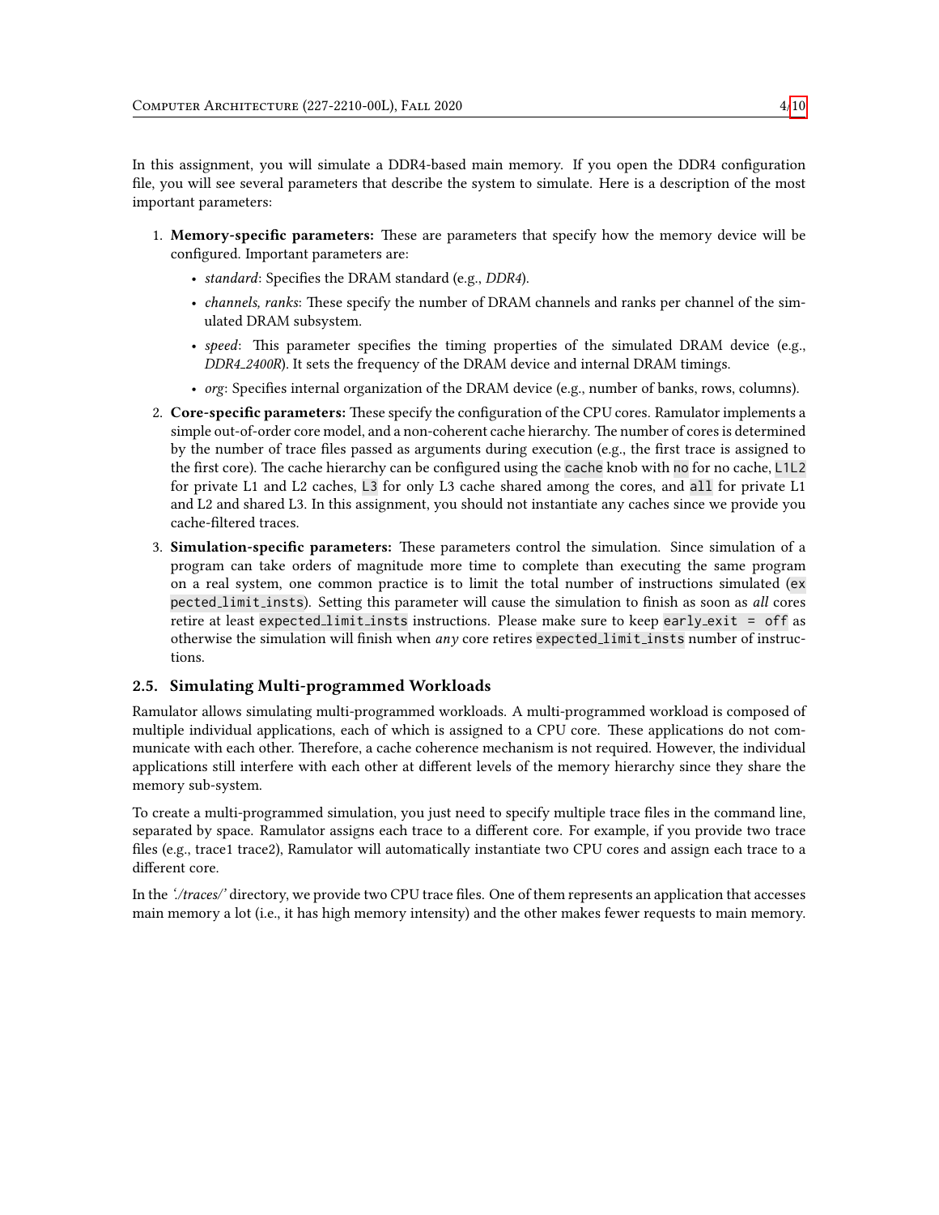In this assignment, you will simulate a DDR4-based main memory. If you open the DDR4 configuration file, you will see several parameters that describe the system to simulate. Here is a description of the most important parameters:

1. **Memory-specific parameters:** These are parameters that specify how the memory device will be configured. Important parameters are:
   - *standard*: Specifies the DRAM standard (e.g., *DDR4*).
   - *channels, ranks*: These specify the number of DRAM channels and ranks per channel of the simulated DRAM subsystem.
   - *speed*: This parameter specifies the timing properties of the simulated DRAM device (e.g., *DDR4_2400R*). It sets the frequency of the DRAM device and internal DRAM timings.
   - *org*: Specifies internal organization of the DRAM device (e.g., number of banks, rows, columns).
2. **Core-specific parameters:** These specify the configuration of the CPU cores. Ramulator implements a simple out-of-order core model, and a non-coherent cache hierarchy. The number of cores is determined by the number of trace files passed as arguments during execution (e.g., the first trace is assigned to the first core). The cache hierarchy can be configured using the `cache` knob with `no` for no cache, `L1L2` for private L1 and L2 caches, `L3` for only L3 cache shared among the cores, and `all` for private L1 and L2 and shared L3. In this assignment, you should not instantiate any caches since we provide you cache-filtered traces.
3. **Simulation-specific parameters:** These parameters control the simulation. Since simulation of a program can take orders of magnitude more time to complete than executing the same program on a real system, one common practice is to limit the total number of instructions simulated (`expected_limit_insts`). Setting this parameter will cause the simulation to finish as soon as *all* cores retire at least `expected_limit_insts` instructions. Please make sure to keep `early_exit = off` as otherwise the simulation will finish when *any* core retires `expected_limit_insts` number of instructions.

### 2.5. Simulating Multi-programmed Workloads

Ramulator allows simulating multi-programmed workloads. A multi-programmed workload is composed of multiple individual applications, each of which is assigned to a CPU core. These applications do not communicate with each other. Therefore, a cache coherence mechanism is not required. However, the individual applications still interfere with each other at different levels of the memory hierarchy since they share the memory sub-system.

To create a multi-programmed simulation, you just need to specify multiple trace files in the command line, separated by space. Ramulator assigns each trace to a different core. For example, if you provide two trace files (e.g., trace1 trace2), Ramulator will automatically instantiate two CPU cores and assign each trace to a different core.

In the *'./traces/'* directory, we provide two CPU trace files. One of them represents an application that accesses main memory a lot (i.e., it has high memory intensity) and the other makes fewer requests to main memory.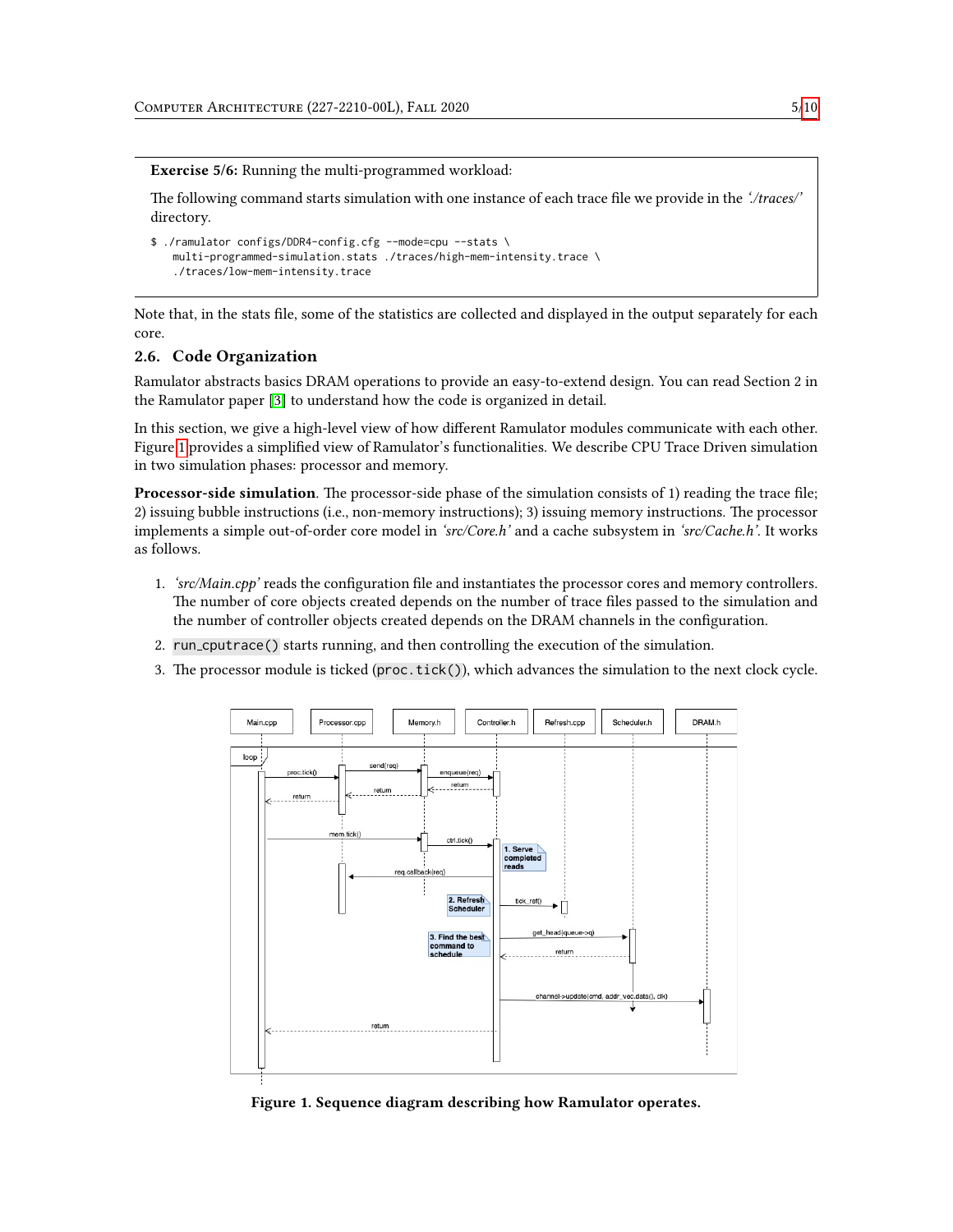**Exercise 5/6:** Running the multi-programmed workload:

The following command starts simulation with one instance of each trace file we provide in the *'./traces/'* directory.

```
$ ./ramulator configs/DDR4-config.cfg --mode=cpu --stats \
    multi-programmed-simulation.stats ./traces/high-mem-intensity.trace \
    ./traces/low-mem-intensity.trace
```

Note that, in the stats file, some of the statistics are collected and displayed in the output separately for each core.

### 2.6. Code Organization

Ramulator abstracts basics DRAM operations to provide an easy-to-extend design. You can read Section 2 in the Ramulator paper [3] to understand how the code is organized in detail.

In this section, we give a high-level view of how different Ramulator modules communicate with each other. Figure 1 provides a simplified view of Ramulator's functionalities. We describe CPU Trace Driven simulation in two simulation phases: processor and memory.

**Processor-side simulation**. The processor-side phase of the simulation consists of 1) reading the trace file; 2) issuing bubble instructions (i.e., non-memory instructions); 3) issuing memory instructions. The processor implements a simple out-of-order core model in *'src/Core.h'* and a cache subsystem in *'src/Cache.h'*. It works as follows.

1. *'src/Main.cpp'* reads the configuration file and instantiates the processor cores and memory controllers. The number of core objects created depends on the number of trace files passed to the simulation and the number of controller objects created depends on the DRAM channels in the configuration.
2. `run_cputrace()` starts running, and then controlling the execution of the simulation.
3. The processor module is ticked (`proc.tick()`), which advances the simulation to the next clock cycle.

**Figure 1. Sequence diagram describing how Ramulator operates.**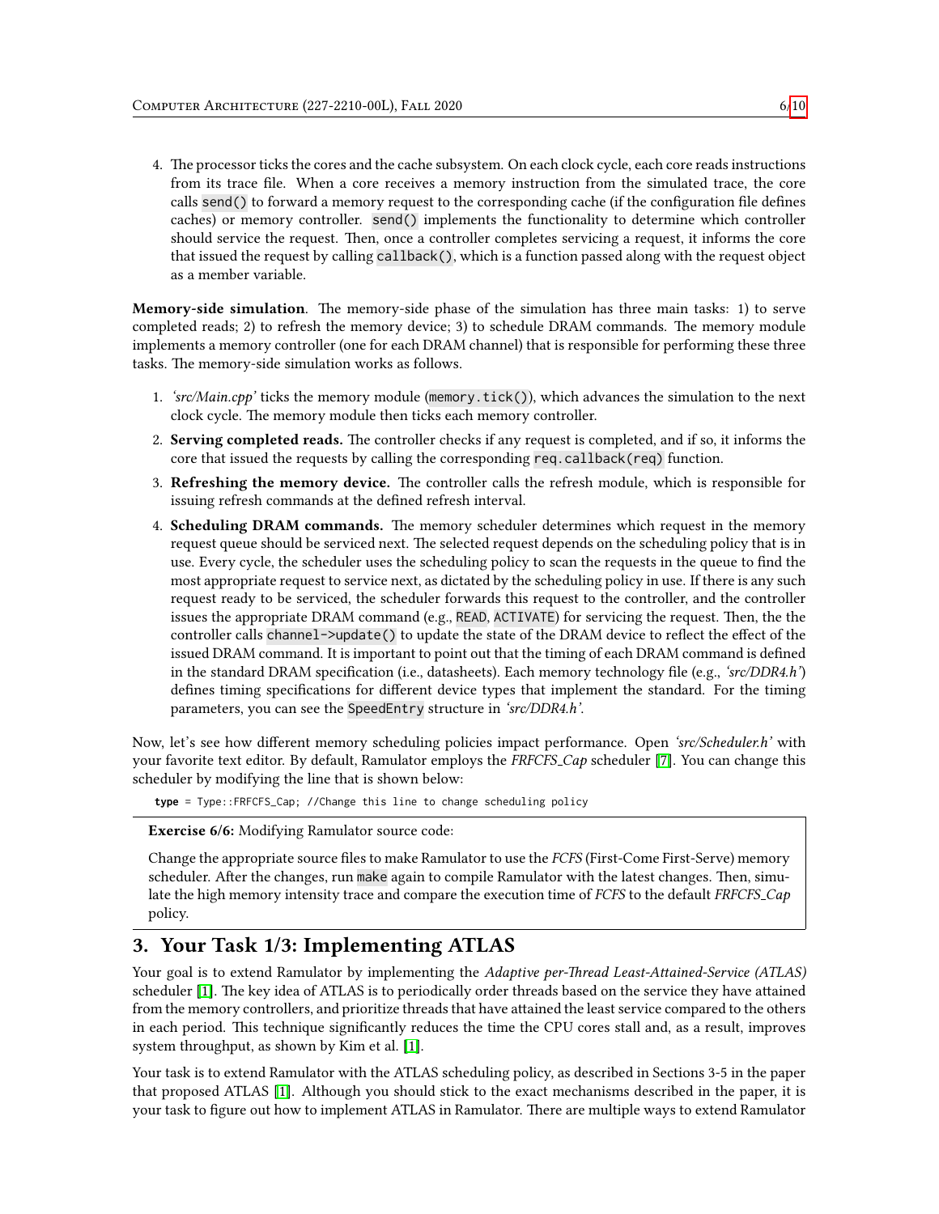4. The processor ticks the cores and the cache subsystem. On each clock cycle, each core reads instructions from its trace file. When a core receives a memory instruction from the simulated trace, the core calls `send()` to forward a memory request to the corresponding cache (if the configuration file defines caches) or memory controller. `send()` implements the functionality to determine which controller should service the request. Then, once a controller completes servicing a request, it informs the core that issued the request by calling `callback()`, which is a function passed along with the request object as a member variable.

**Memory-side simulation**. The memory-side phase of the simulation has three main tasks: 1) to serve completed reads; 2) to refresh the memory device; 3) to schedule DRAM commands. The memory module implements a memory controller (one for each DRAM channel) that is responsible for performing these three tasks. The memory-side simulation works as follows.

1. *'src/Main.cpp'* ticks the memory module (`memory.tick()`), which advances the simulation to the next clock cycle. The memory module then ticks each memory controller.
2. **Serving completed reads.** The controller checks if any request is completed, and if so, it informs the core that issued the requests by calling the corresponding `req.callback(req)` function.
3. **Refreshing the memory device.** The controller calls the refresh module, which is responsible for issuing refresh commands at the defined refresh interval.
4. **Scheduling DRAM commands.** The memory scheduler determines which request in the memory request queue should be serviced next. The selected request depends on the scheduling policy that is in use. Every cycle, the scheduler uses the scheduling policy to scan the requests in the queue to find the most appropriate request to service next, as dictated by the scheduling policy in use. If there is any such request ready to be serviced, the scheduler forwards this request to the controller, and the controller issues the appropriate DRAM command (e.g., `READ`, `ACTIVATE`) for servicing the request. Then, the the controller calls `channel->update()` to update the state of the DRAM device to reflect the effect of the issued DRAM command. It is important to point out that the timing of each DRAM command is defined in the standard DRAM specification (i.e., datasheets). Each memory technology file (e.g., *'src/DDR4.h'*) defines timing specifications for different device types that implement the standard. For the timing parameters, you can see the `SpeedEntry` structure in *'src/DDR4.h'*.

Now, let's see how different memory scheduling policies impact performance. Open *'src/Scheduler.h'* with your favorite text editor. By default, Ramulator employs the *FRFCFS_Cap* scheduler [7]. You can change this scheduler by modifying the line that is shown below:

```
type = Type::FRFCFS_Cap; //Change this line to change scheduling policy
```

**Exercise 6/6:** Modifying Ramulator source code:

Change the appropriate source files to make Ramulator to use the *FCFS* (First-Come First-Serve) memory scheduler. After the changes, run `make` again to compile Ramulator with the latest changes. Then, simulate the high memory intensity trace and compare the execution time of *FCFS* to the default *FRFCFS_Cap* policy.

## 3. Your Task 1/3: Implementing ATLAS

Your goal is to extend Ramulator by implementing the *Adaptive per-Thread Least-Attained-Service (ATLAS)* scheduler [1]. The key idea of ATLAS is to periodically order threads based on the service they have attained from the memory controllers, and prioritize threads that have attained the least service compared to the others in each period. This technique significantly reduces the time the CPU cores stall and, as a result, improves system throughput, as shown by Kim et al. [1].

Your task is to extend Ramulator with the ATLAS scheduling policy, as described in Sections 3-5 in the paper that proposed ATLAS [1]. Although you should stick to the exact mechanisms described in the paper, it is your task to figure out how to implement ATLAS in Ramulator. There are multiple ways to extend Ramulator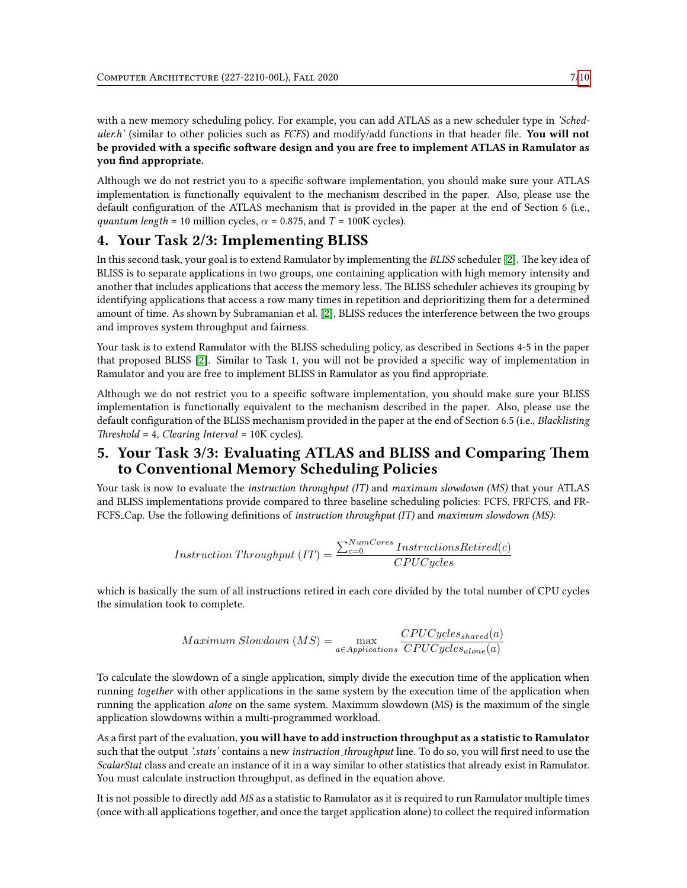with a new memory scheduling policy. For example, you can add ATLAS as a new scheduler type in *'Scheduler.h'* (similar to other policies such as *FCFS*) and modify/add functions in that header file. **You will not be provided with a specific software design and you are free to implement ATLAS in Ramulator as you find appropriate.**

Although we do not restrict you to a specific software implementation, you should make sure your ATLAS implementation is functionally equivalent to the mechanism described in the paper. Also, please use the default configuration of the ATLAS mechanism that is provided in the paper at the end of Section 6 (i.e., *quantum length* = 10 million cycles, $\alpha = 0.875$, and $T$ = 100K cycles).

## 4. Your Task 2/3: Implementing BLISS

In this second task, your goal is to extend Ramulator by implementing the *BLISS* scheduler [2]. The key idea of BLISS is to separate applications in two groups, one containing application with high memory intensity and another that includes applications that access the memory less. The BLISS scheduler achieves its grouping by identifying applications that access a row many times in repetition and deprioritizing them for a determined amount of time. As shown by Subramanian et al. [2], BLISS reduces the interference between the two groups and improves system throughput and fairness.

Your task is to extend Ramulator with the BLISS scheduling policy, as described in Sections 4-5 in the paper that proposed BLISS [2]. Similar to Task 1, you will not be provided a specific way of implementation in Ramulator and you are free to implement BLISS in Ramulator as you find appropriate.

Although we do not restrict you to a specific software implementation, you should make sure your BLISS implementation is functionally equivalent to the mechanism described in the paper. Also, please use the default configuration of the BLISS mechanism provided in the paper at the end of Section 6.5 (i.e., *Blacklisting Threshold* = 4, *Clearing Interval* = 10K cycles).

## 5. Your Task 3/3: Evaluating ATLAS and BLISS and Comparing Them to Conventional Memory Scheduling Policies

Your task is now to evaluate the *instruction throughput (IT)* and *maximum slowdown (MS)* that your ATLAS and BLISS implementations provide compared to three baseline scheduling policies: FCFS, FRFCFS, and FR-FCFS_Cap. Use the following definitions of *instruction throughput (IT)* and *maximum slowdown (MS)*:

$$Instruction\ Throughput\ (IT) = \frac{\sum_{c=0}^{NumCores} InstructionsRetired(c)}{CPUCycles}$$

which is basically the sum of all instructions retired in each core divided by the total number of CPU cycles the simulation took to complete.

$$Maximum\ Slowdown\ (MS) = \max_{a \in Applications} \frac{CPUCycles_{shared}(a)}{CPUCycles_{alone}(a)}$$

To calculate the slowdown of a single application, simply divide the execution time of the application when running *together* with other applications in the same system by the execution time of the application when running the application *alone* on the same system. Maximum slowdown (MS) is the maximum of the single application slowdowns within a multi-programmed workload.

As a first part of the evaluation, **you will have to add instruction throughput as a statistic to Ramulator** such that the output *'.stats'* contains a new *instruction_throughput* line. To do so, you will first need to use the *ScalarStat* class and create an instance of it in a way similar to other statistics that already exist in Ramulator. You must calculate instruction throughput, as defined in the equation above.

It is not possible to directly add *MS* as a statistic to Ramulator as it is required to run Ramulator multiple times (once with all applications together, and once the target application alone) to collect the required information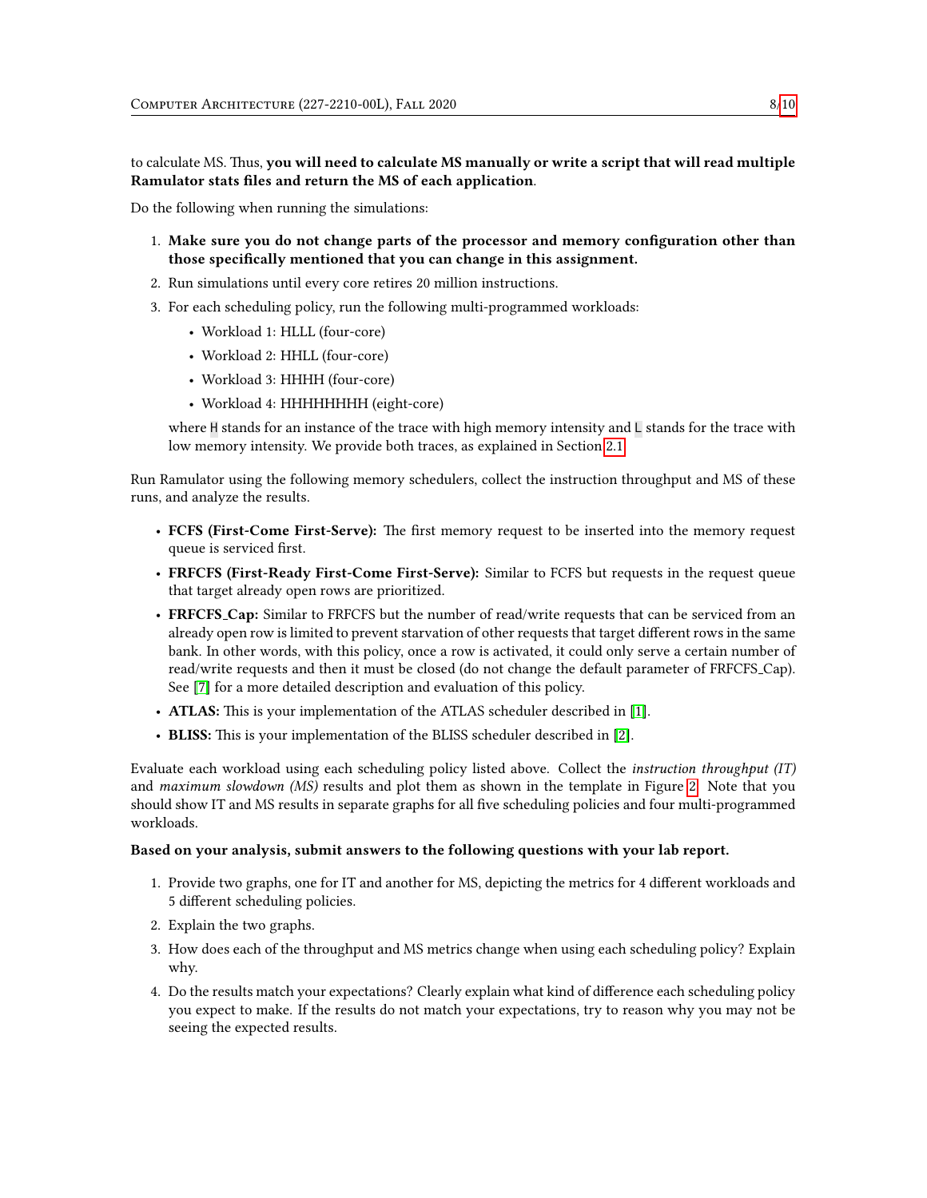to calculate MS. Thus, **you will need to calculate MS manually or write a script that will read multiple Ramulator stats files and return the MS of each application**.

Do the following when running the simulations:

1. **Make sure you do not change parts of the processor and memory configuration other than those specifically mentioned that you can change in this assignment.**
2. Run simulations until every core retires 20 million instructions.
3. For each scheduling policy, run the following multi-programmed workloads:
   - Workload 1: HLLL (four-core)
   - Workload 2: HHLL (four-core)
   - Workload 3: HHHH (four-core)
   - Workload 4: HHHHHHHH (eight-core)

   where `H` stands for an instance of the trace with high memory intensity and `L` stands for the trace with low memory intensity. We provide both traces, as explained in Section 2.1.

Run Ramulator using the following memory schedulers, collect the instruction throughput and MS of these runs, and analyze the results.

- **FCFS (First-Come First-Serve):** The first memory request to be inserted into the memory request queue is serviced first.
- **FRFCFS (First-Ready First-Come First-Serve):** Similar to FCFS but requests in the request queue that target already open rows are prioritized.
- **FRFCFS_Cap:** Similar to FRFCFS but the number of read/write requests that can be serviced from an already open row is limited to prevent starvation of other requests that target different rows in the same bank. In other words, with this policy, once a row is activated, it could only serve a certain number of read/write requests and then it must be closed (do not change the default parameter of FRFCFS_Cap). See [7] for a more detailed description and evaluation of this policy.
- **ATLAS:** This is your implementation of the ATLAS scheduler described in [1].
- **BLISS:** This is your implementation of the BLISS scheduler described in [2].

Evaluate each workload using each scheduling policy listed above. Collect the *instruction throughput (IT)* and *maximum slowdown (MS)* results and plot them as shown in the template in Figure 2. Note that you should show IT and MS results in separate graphs for all five scheduling policies and four multi-programmed workloads.

**Based on your analysis, submit answers to the following questions with your lab report.**

1. Provide two graphs, one for IT and another for MS, depicting the metrics for 4 different workloads and 5 different scheduling policies.
2. Explain the two graphs.
3. How does each of the throughput and MS metrics change when using each scheduling policy? Explain why.
4. Do the results match your expectations? Clearly explain what kind of difference each scheduling policy you expect to make. If the results do not match your expectations, try to reason why you may not be seeing the expected results.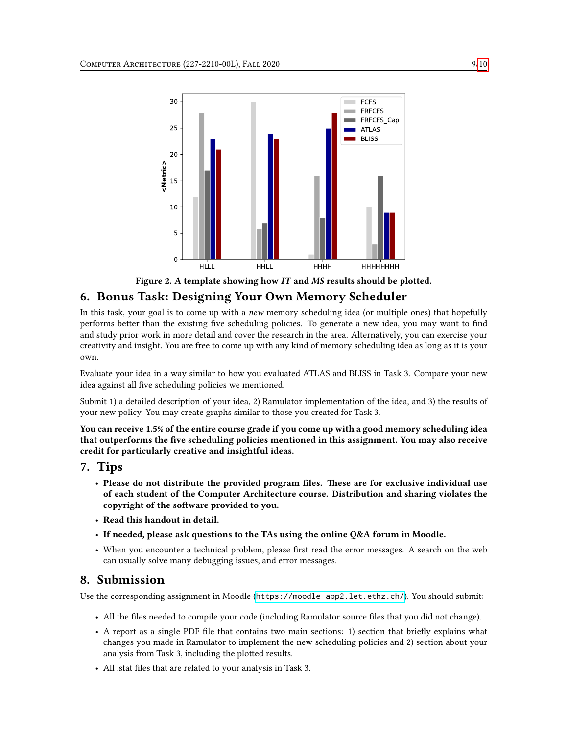**Figure 2. A template showing how *IT* and *MS* results should be plotted.**

## 6. Bonus Task: Designing Your Own Memory Scheduler

In this task, your goal is to come up with a *new* memory scheduling idea (or multiple ones) that hopefully performs better than the existing five scheduling policies. To generate a new idea, you may want to find and study prior work in more detail and cover the research in the area. Alternatively, you can exercise your creativity and insight. You are free to come up with any kind of memory scheduling idea as long as it is your own.

Evaluate your idea in a way similar to how you evaluated ATLAS and BLISS in Task 3. Compare your new idea against all five scheduling policies we mentioned.

Submit 1) a detailed description of your idea, 2) Ramulator implementation of the idea, and 3) the results of your new policy. You may create graphs similar to those you created for Task 3.

**You can receive 1.5% of the entire course grade if you come up with a good memory scheduling idea that outperforms the five scheduling policies mentioned in this assignment. You may also receive credit for particularly creative and insightful ideas.**

## 7. Tips

- **Please do not distribute the provided program files. These are for exclusive individual use of each student of the Computer Architecture course. Distribution and sharing violates the copyright of the software provided to you.**
- **Read this handout in detail.**
- **If needed, please ask questions to the TAs using the online Q&A forum in Moodle.**
- When you encounter a technical problem, please first read the error messages. A search on the web can usually solve many debugging issues, and error messages.

## 8. Submission

Use the corresponding assignment in Moodle (`https://moodle-app2.let.ethz.ch/`). You should submit:

- All the files needed to compile your code (including Ramulator source files that you did not change).
- A report as a single PDF file that contains two main sections: 1) section that briefly explains what changes you made in Ramulator to implement the new scheduling policies and 2) section about your analysis from Task 3, including the plotted results.
- All .stat files that are related to your analysis in Task 3.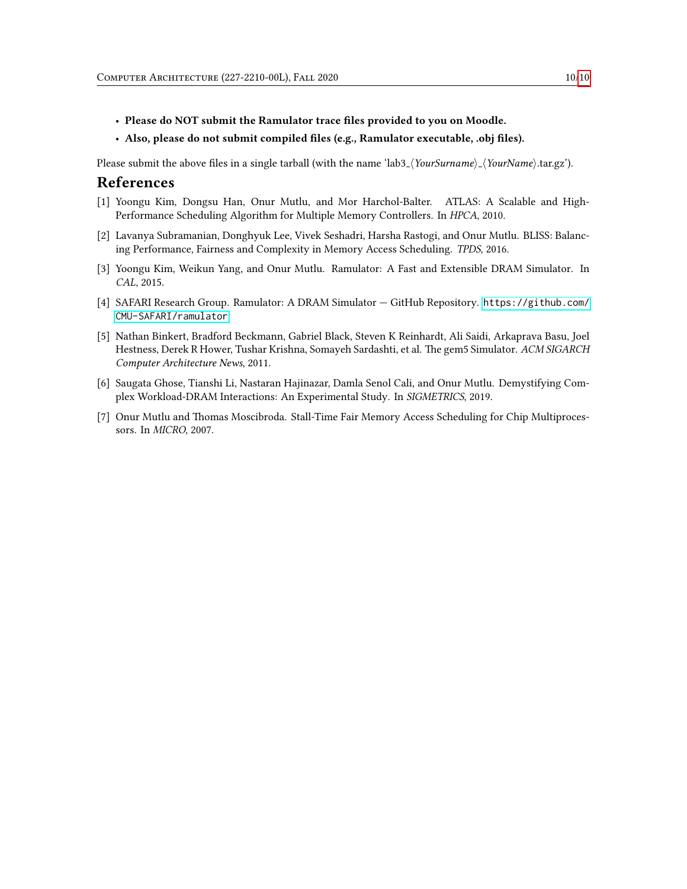- **Please do NOT submit the Ramulator trace files provided to you on Moodle.**
- **Also, please do not submit compiled files (e.g., Ramulator executable, .obj files).**

Please submit the above files in a single tarball (with the name 'lab3_⟨*YourSurname*⟩_⟨*YourName*⟩.tar.gz').

## References

[1] Yoongu Kim, Dongsu Han, Onur Mutlu, and Mor Harchol-Balter. ATLAS: A Scalable and High-Performance Scheduling Algorithm for Multiple Memory Controllers. In *HPCA*, 2010.

[2] Lavanya Subramanian, Donghyuk Lee, Vivek Seshadri, Harsha Rastogi, and Onur Mutlu. BLISS: Balancing Performance, Fairness and Complexity in Memory Access Scheduling. *TPDS*, 2016.

[3] Yoongu Kim, Weikun Yang, and Onur Mutlu. Ramulator: A Fast and Extensible DRAM Simulator. In *CAL*, 2015.

[4] SAFARI Research Group. Ramulator: A DRAM Simulator — GitHub Repository. `https://github.com/CMU-SAFARI/ramulator`

[5] Nathan Binkert, Bradford Beckmann, Gabriel Black, Steven K Reinhardt, Ali Saidi, Arkaprava Basu, Joel Hestness, Derek R Hower, Tushar Krishna, Somayeh Sardashti, et al. The gem5 Simulator. *ACM SIGARCH Computer Architecture News*, 2011.

[6] Saugata Ghose, Tianshi Li, Nastaran Hajinazar, Damla Senol Cali, and Onur Mutlu. Demystifying Complex Workload-DRAM Interactions: An Experimental Study. In *SIGMETRICS*, 2019.

[7] Onur Mutlu and Thomas Moscibroda. Stall-Time Fair Memory Access Scheduling for Chip Multiprocessors. In *MICRO*, 2007.